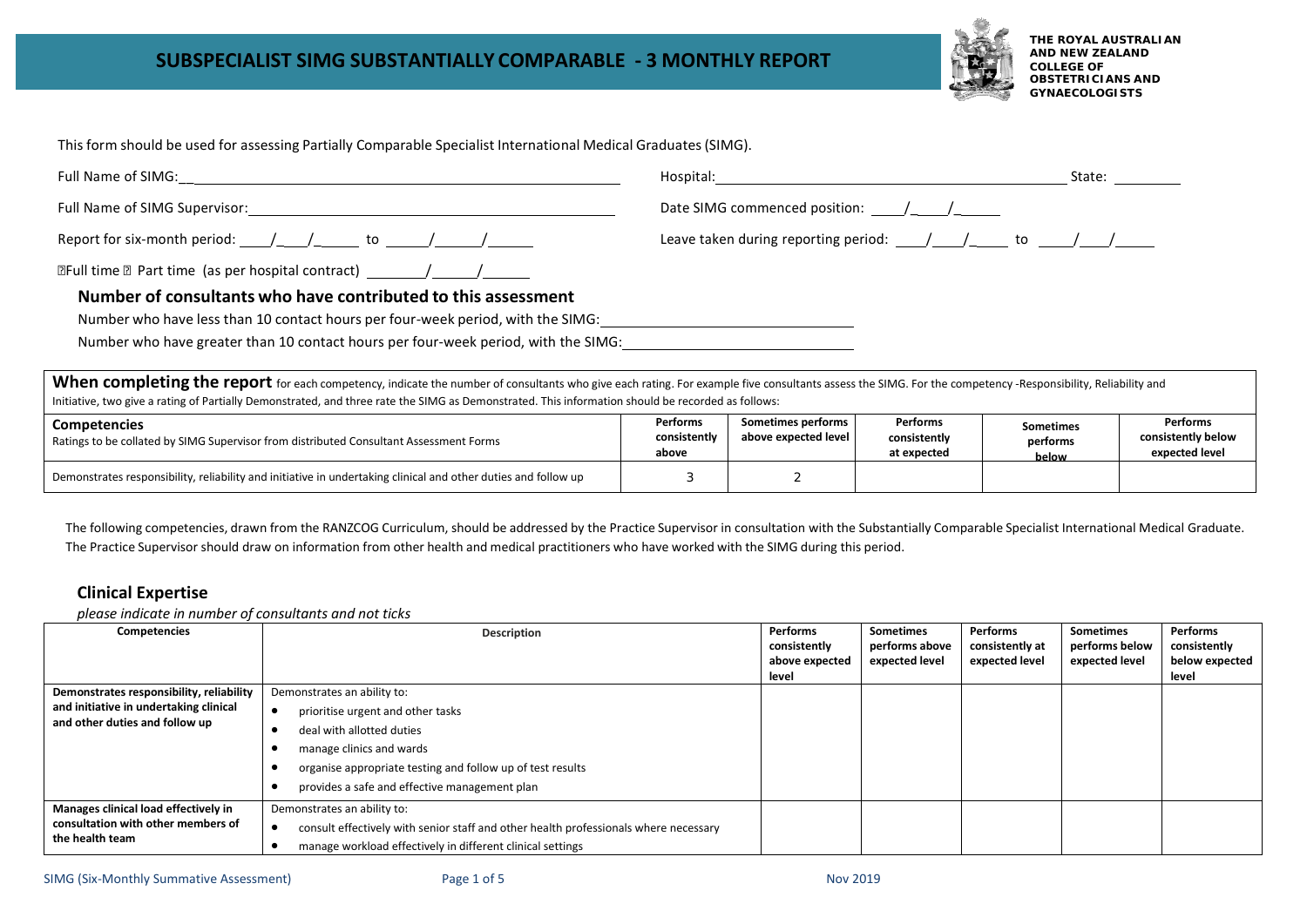# SUBSPECIALIST SIMG SUBSTANTIALLY COMPARABLE - 3 MONTHLY REPORT

**THE ROYAL AUSTRALIAN AND NEW ZEALAND COLLEGE OF OBSTETRICIANS AND GYNAECOLOGISTS**

This form should be used for assessing Partially Comparable Specialist International Medical Graduates (SIMG).

Full Name of SIMG:\_\_\_\_\_\_\_\_\_\_\_\_\_\_\_\_\_\_\_\_\_\_\_\_\_\_\_\_\_\_ Hospital:\_\_\_\_\_\_\_\_\_\_\_\_\_\_\_\_\_\_\_\_\_\_\_\_\_\_\_\_\_\_ State: \_\_\_\_\_\_\_\_

Full Name of SIMG Supervisor:\_\_\_\_\_\_\_\_\_\_\_\_\_\_\_\_\_\_\_\_\_\_\_\_\_\_\_\_\_\_ Date SIMG commenced position: \_\_\_\_/\_\_\_\_/\_\_\_\_\_

Report for six-month period: \_\_\_\_/\_\_\_/\_\_\_\_\_ to \_\_\_\_\_/\_\_\_\_\_/\_\_\_\_\_ Leave taken during reporting period: \_\_\_\_/\_\_\_/\_\_\_\_ to \_\_\_\_/\_\_\_/\_\_\_\_

☐Full time ☐ Part time (as per hospital contract) \_\_\_\_\_\_\_/\_\_\_\_\_/\_\_\_\_\_

## Number of consultants who have contributed to this assessment

Number who have less than 10 contact hours per four-week period, with the SIMG:\_\_\_\_\_\_\_\_\_\_\_\_\_\_\_\_\_\_\_\_\_\_\_\_\_\_\_\_

Number who have greater than 10 contact hours per four-week period, with the SIMG:\_\_\_\_\_\_\_\_\_\_\_\_\_\_\_\_\_\_\_\_\_\_\_\_\_\_\_\_

**When completing the report** for each competency, indicate the number of consultants who give each rating. For example five consultants assess the SIMG. For the competency -Responsibility, Reliability and Initiative, two give a rating of Partially Demonstrated, and three rate the SIMG as Demonstrated. This information should be recorded as follows:

| **Competencies** Ratings to be collated by SIMG Supervisor from distributed Consultant Assessment Forms | Performs consistently above | Sometimes performs above expected level | Performs consistently at expected | Sometimes performs below | Performs consistently below expected level |
|---|---|---|---|---|---|
| Demonstrates responsibility, reliability and initiative in undertaking clinical and other duties and follow up | 3 | 2 | | | |

The following competencies, drawn from the RANZCOG Curriculum, should be addressed by the Practice Supervisor in consultation with the Substantially Comparable Specialist International Medical Graduate. The Practice Supervisor should draw on information from other health and medical practitioners who have worked with the SIMG during this period.

## Clinical Expertise

*please indicate in number of consultants and not ticks*

| Competencies | Description | Performs consistently above expected level | Sometimes performs above expected level | Performs consistently at expected level | Sometimes performs below expected level | Performs consistently below expected level |
|---|---|---|---|---|---|---|
| **Demonstrates responsibility, reliability and initiative in undertaking clinical and other duties and follow up** | Demonstrates an ability to:<br>• prioritise urgent and other tasks<br>• deal with allotted duties<br>• manage clinics and wards<br>• organise appropriate testing and follow up of test results<br>• provides a safe and effective management plan | | | | | |
| **Manages clinical load effectively in consultation with other members of the health team** | Demonstrates an ability to:<br>• consult effectively with senior staff and other health professionals where necessary<br>• manage workload effectively in different clinical settings | | | | | |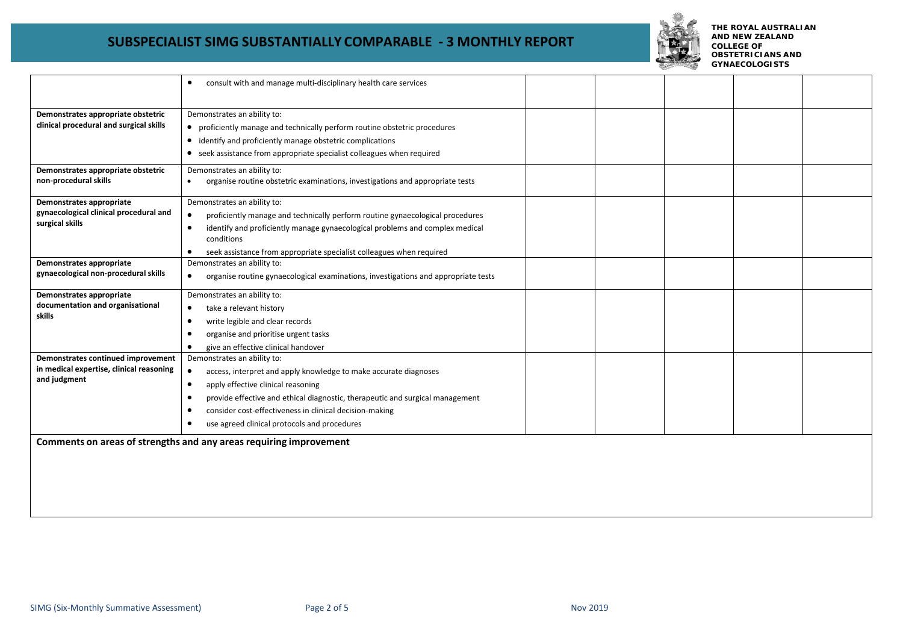| | | | | | | |
|---|---|---|---|---|---|---|
| | • consult with and manage multi-disciplinary health care services | | | | | |
| **Demonstrates appropriate obstetric clinical procedural and surgical skills** | Demonstrates an ability to:<br>• proficiently manage and technically perform routine obstetric procedures<br>• identify and proficiently manage obstetric complications<br>• seek assistance from appropriate specialist colleagues when required | | | | | |
| **Demonstrates appropriate obstetric non-procedural skills** | Demonstrates an ability to:<br>• organise routine obstetric examinations, investigations and appropriate tests | | | | | |
| **Demonstrates appropriate gynaecological clinical procedural and surgical skills** | Demonstrates an ability to:<br>• proficiently manage and technically perform routine gynaecological procedures<br>• identify and proficiently manage gynaecological problems and complex medical conditions<br>• seek assistance from appropriate specialist colleagues when required | | | | | |
| **Demonstrates appropriate gynaecological non-procedural skills** | Demonstrates an ability to:<br>• organise routine gynaecological examinations, investigations and appropriate tests | | | | | |
| **Demonstrates appropriate documentation and organisational skills** | Demonstrates an ability to:<br>• take a relevant history<br>• write legible and clear records<br>• organise and prioritise urgent tasks<br>• give an effective clinical handover | | | | | |
| **Demonstrates continued improvement in medical expertise, clinical reasoning and judgment** | Demonstrates an ability to:<br>• access, interpret and apply knowledge to make accurate diagnoses<br>• apply effective clinical reasoning<br>• provide effective and ethical diagnostic, therapeutic and surgical management<br>• consider cost-effectiveness in clinical decision-making<br>• use agreed clinical protocols and procedures | | | | | |

**Comments on areas of strengths and any areas requiring improvement**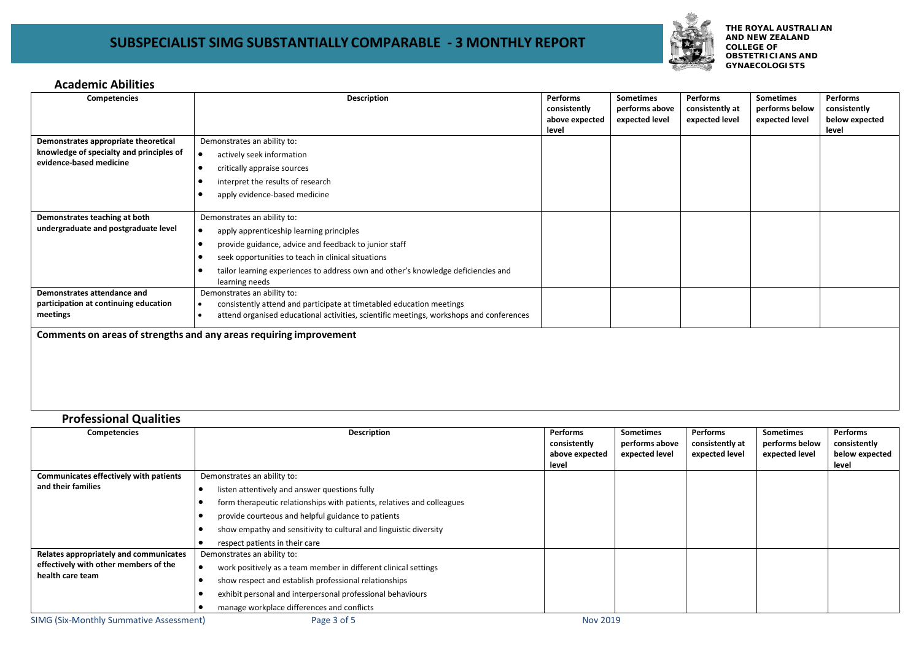# SUBSPECIALIST SIMG SUBSTANTIALLY COMPARABLE - 3 MONTHLY REPORT

THE ROYAL AUSTRALIAN AND NEW ZEALAND COLLEGE OF OBSTETRICIANS AND GYNAECOLOGISTS

## Academic Abilities

| Competencies | Description | Performs consistently above expected level | Sometimes performs above expected level | Performs consistently at expected level | Sometimes performs below expected level | Performs consistently below expected level |
|---|---|---|---|---|---|---|
| **Demonstrates appropriate theoretical knowledge of specialty and principles of evidence-based medicine** | Demonstrates an ability to:<br>• actively seek information<br>• critically appraise sources<br>• interpret the results of research<br>• apply evidence-based medicine | | | | | |
| **Demonstrates teaching at both undergraduate and postgraduate level** | Demonstrates an ability to:<br>• apply apprenticeship learning principles<br>• provide guidance, advice and feedback to junior staff<br>• seek opportunities to teach in clinical situations<br>• tailor learning experiences to address own and other's knowledge deficiencies and learning needs | | | | | |
| **Demonstrates attendance and participation at continuing education meetings** | Demonstrates an ability to:<br>• consistently attend and participate at timetabled education meetings<br>• attend organised educational activities, scientific meetings, workshops and conferences | | | | | |

**Comments on areas of strengths and any areas requiring improvement**

## Professional Qualities

| Competencies | Description | Performs consistently above expected level | Sometimes performs above expected level | Performs consistently at expected level | Sometimes performs below expected level | Performs consistently below expected level |
|---|---|---|---|---|---|---|
| **Communicates effectively with patients and their families** | Demonstrates an ability to:<br>• listen attentively and answer questions fully<br>• form therapeutic relationships with patients, relatives and colleagues<br>• provide courteous and helpful guidance to patients<br>• show empathy and sensitivity to cultural and linguistic diversity<br>• respect patients in their care | | | | | |
| **Relates appropriately and communicates effectively with other members of the health care team** | Demonstrates an ability to:<br>• work positively as a team member in different clinical settings<br>• show respect and establish professional relationships<br>• exhibit personal and interpersonal professional behaviours<br>• manage workplace differences and conflicts | | | | | |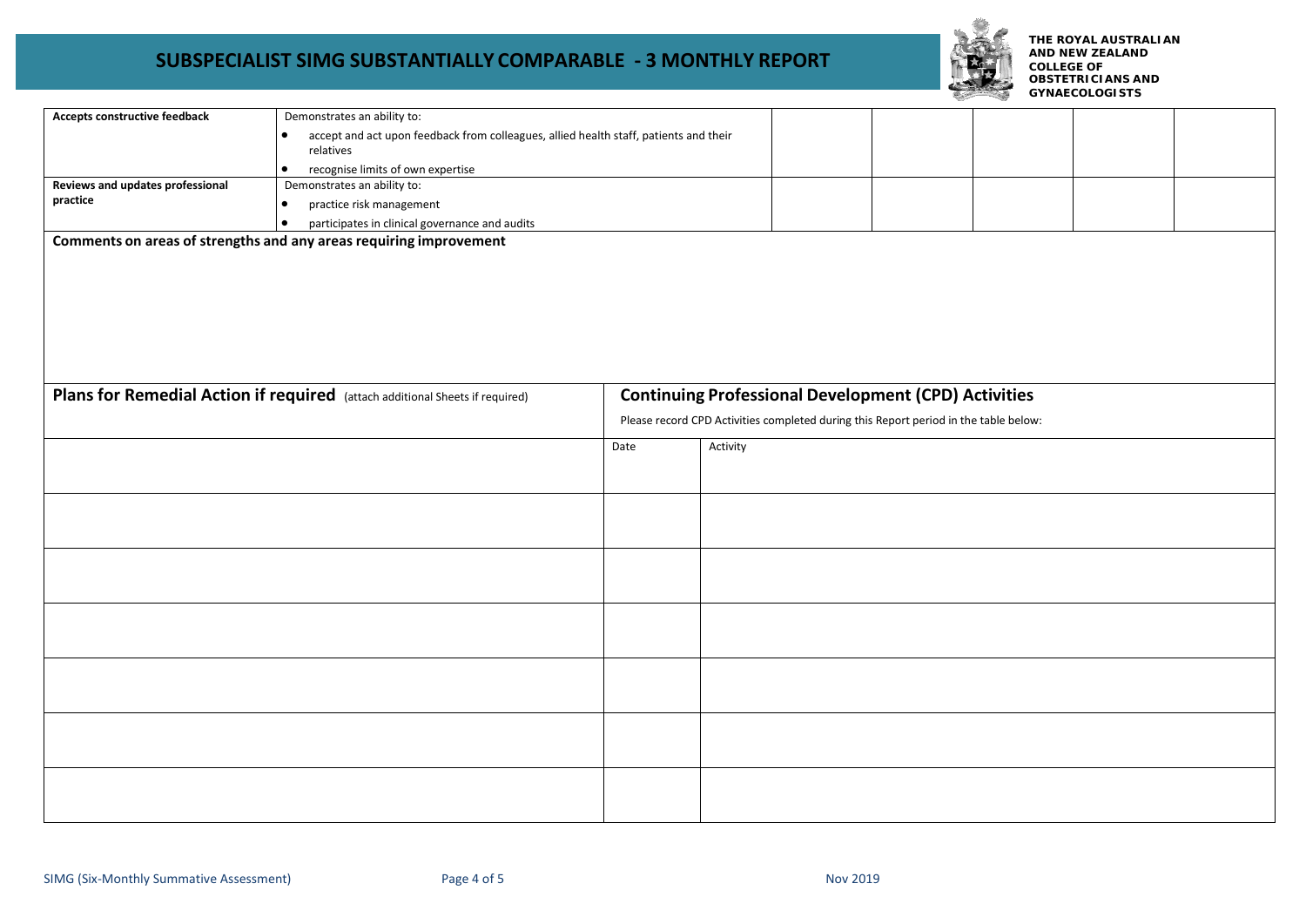# SUBSPECIALIST SIMG SUBSTANTIALLY COMPARABLE - 3 MONTHLY REPORT

THE ROYAL AUSTRALIAN AND NEW ZEALAND COLLEGE OF OBSTETRICIANS AND GYNAECOLOGISTS

| | | | | | | |
|---|---|---|---|---|---|---|
| **Accepts constructive feedback** | Demonstrates an ability to:<br>• accept and act upon feedback from colleagues, allied health staff, patients and their relatives<br>• recognise limits of own expertise | | | | | |
| **Reviews and updates professional practice** | Demonstrates an ability to:<br>• practice risk management<br>• participates in clinical governance and audits | | | | | |

**Comments on areas of strengths and any areas requiring improvement**

| Plans for Remedial Action if required (attach additional Sheets if required) | Continuing Professional Development (CPD) Activities<br>Please record CPD Activities completed during this Report period in the table below: | |
|---|---|---|
| | Date | Activity |
| | | |
| | | |
| | | |
| | | |
| | | |
| | | |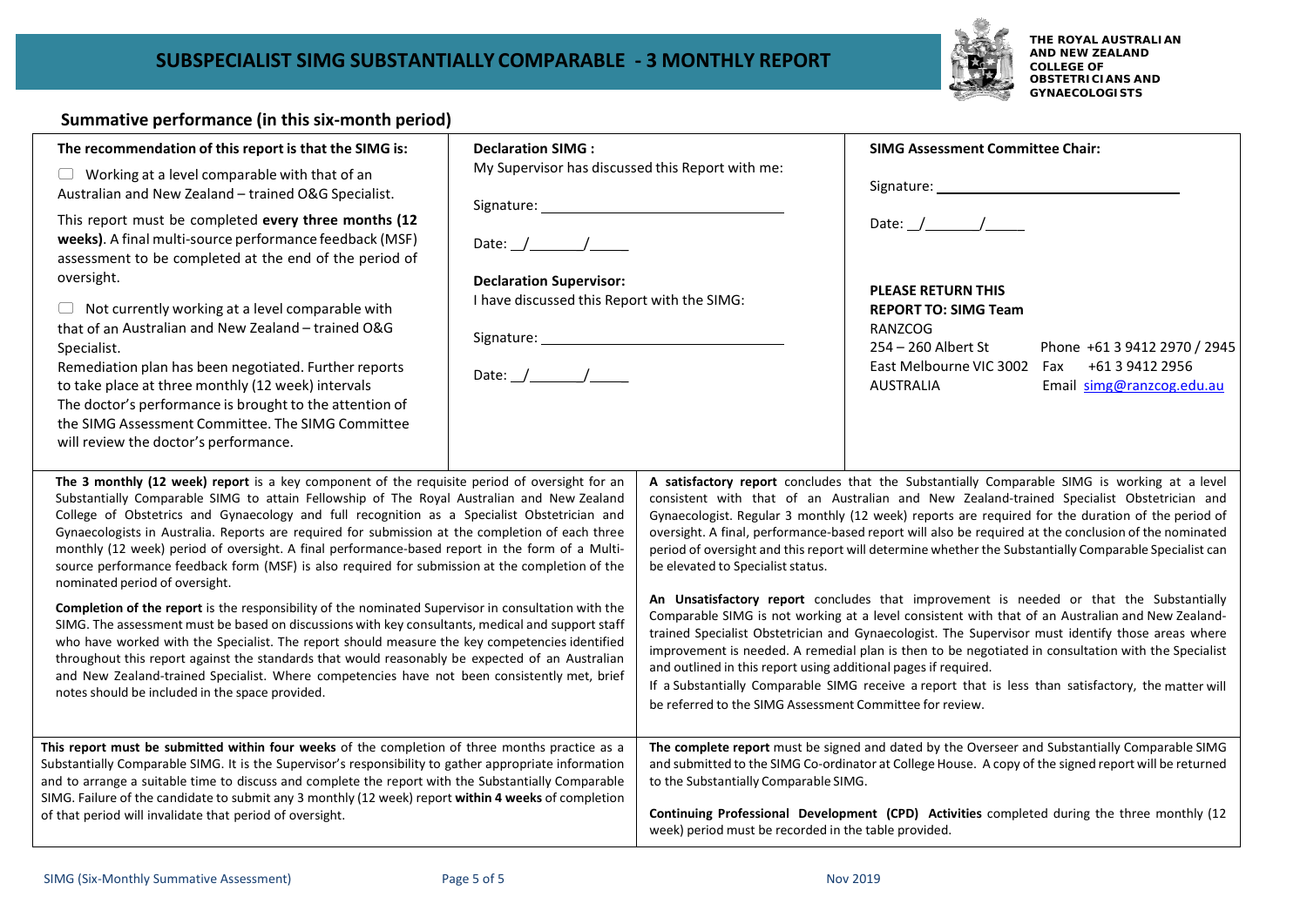# SUBSPECIALIST SIMG SUBSTANTIALLY COMPARABLE - 3 MONTHLY REPORT

THE ROYAL AUSTRALIAN AND NEW ZEALAND COLLEGE OF OBSTETRICIANS AND GYNAECOLOGISTS

## Summative performance (in this six-month period)

**The recommendation of this report is that the SIMG is:**

☐ Working at a level comparable with that of an Australian and New Zealand – trained O&G Specialist.

This report must be completed **every three months (12 weeks)**. A final multi-source performance feedback (MSF) assessment to be completed at the end of the period of oversight.

☐ Not currently working at a level comparable with that of an Australian and New Zealand – trained O&G Specialist.
Remediation plan has been negotiated. Further reports to take place at three monthly (12 week) intervals
The doctor's performance is brought to the attention of the SIMG Assessment Committee. The SIMG Committee will review the doctor's performance.

**Declaration SIMG :**
My Supervisor has discussed this Report with me:

Signature: ______________________________

Date: __/_______/_____

**Declaration Supervisor:**
I have discussed this Report with the SIMG:

Signature: ______________________________

Date: __/_______/_____

**SIMG Assessment Committee Chair:**

Signature: ______________________________

Date: __/_______/_____

**PLEASE RETURN THIS REPORT TO: SIMG Team**
RANZCOG
254 – 260 Albert St
East Melbourne VIC 3002
AUSTRALIA
Phone +61 3 9412 2970 / 2945
Fax +61 3 9412 2956
Email simg@ranzcog.edu.au

**The 3 monthly (12 week) report** is a key component of the requisite period of oversight for an Substantially Comparable SIMG to attain Fellowship of The Royal Australian and New Zealand College of Obstetrics and Gynaecology and full recognition as a Specialist Obstetrician and Gynaecologists in Australia. Reports are required for submission at the completion of each three monthly (12 week) period of oversight. A final performance-based report in the form of a Multi-source performance feedback form (MSF) is also required for submission at the completion of the nominated period of oversight.

**Completion of the report** is the responsibility of the nominated Supervisor in consultation with the SIMG. The assessment must be based on discussions with key consultants, medical and support staff who have worked with the Specialist. The report should measure the key competencies identified throughout this report against the standards that would reasonably be expected of an Australian and New Zealand-trained Specialist. Where competencies have not been consistently met, brief notes should be included in the space provided.

**A satisfactory report** concludes that the Substantially Comparable SIMG is working at a level consistent with that of an Australian and New Zealand-trained Specialist Obstetrician and Gynaecologist. Regular 3 monthly (12 week) reports are required for the duration of the period of oversight. A final, performance-based report will also be required at the conclusion of the nominated period of oversight and this report will determine whether the Substantially Comparable Specialist can be elevated to Specialist status.

**An Unsatisfactory report** concludes that improvement is needed or that the Substantially Comparable SIMG is not working at a level consistent with that of an Australian and New Zealand-trained Specialist Obstetrician and Gynaecologist. The Supervisor must identify those areas where improvement is needed. A remedial plan is then to be negotiated in consultation with the Specialist and outlined in this report using additional pages if required.
If a Substantially Comparable SIMG receive a report that is less than satisfactory, the matter will be referred to the SIMG Assessment Committee for review.

**This report must be submitted within four weeks** of the completion of three months practice as a Substantially Comparable SIMG. It is the Supervisor's responsibility to gather appropriate information and to arrange a suitable time to discuss and complete the report with the Substantially Comparable SIMG. Failure of the candidate to submit any 3 monthly (12 week) report **within 4 weeks** of completion of that period will invalidate that period of oversight.

**The complete report** must be signed and dated by the Overseer and Substantially Comparable SIMG and submitted to the SIMG Co-ordinator at College House. A copy of the signed report will be returned to the Substantially Comparable SIMG.

**Continuing Professional Development (CPD) Activities** completed during the three monthly (12 week) period must be recorded in the table provided.